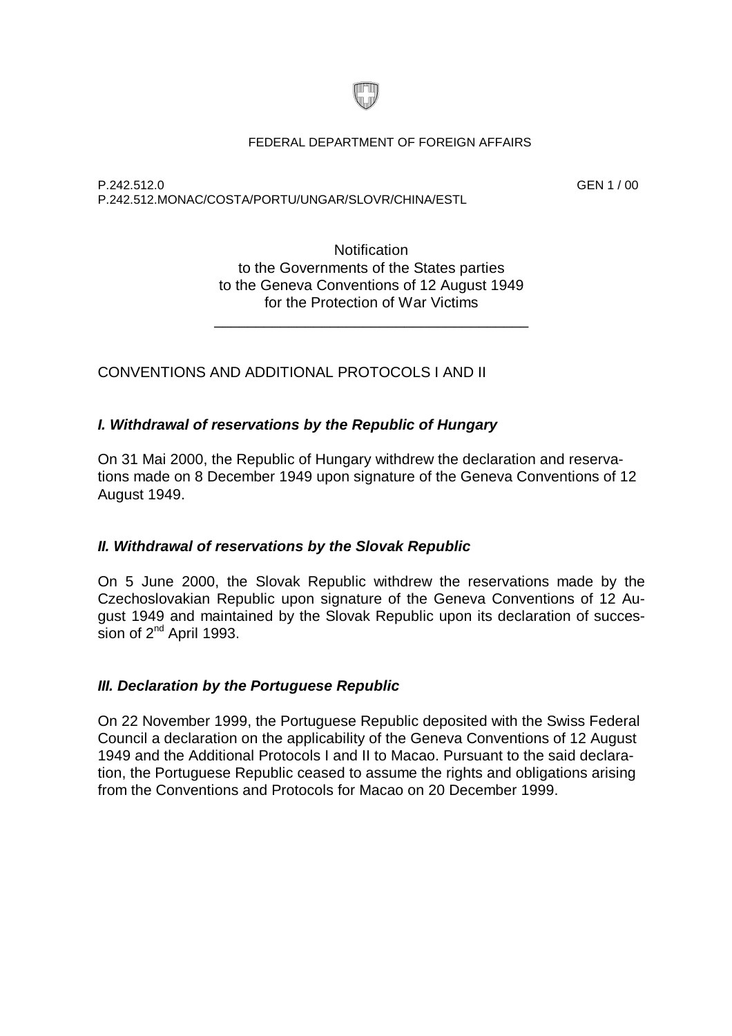FEDERAL DEPARTMENT OF FOREIGN AFFAIRS

P.242.512.0 GEN 1 / 00
P.242.512.MONAC/COSTA/PORTU/UNGAR/SLOVR/CHINA/ESTL

Notification
to the Governments of the States parties
to the Geneva Conventions of 12 August 1949
for the Protection of War Victims

---

CONVENTIONS AND ADDITIONAL PROTOCOLS I AND II

### *I. Withdrawal of reservations by the Republic of Hungary*

On 31 Mai 2000, the Republic of Hungary withdrew the declaration and reservations made on 8 December 1949 upon signature of the Geneva Conventions of 12 August 1949.

### *II. Withdrawal of reservations by the Slovak Republic*

On 5 June 2000, the Slovak Republic withdrew the reservations made by the Czechoslovakian Republic upon signature of the Geneva Conventions of 12 August 1949 and maintained by the Slovak Republic upon its declaration of succession of 2nd April 1993.

### *III. Declaration by the Portuguese Republic*

On 22 November 1999, the Portuguese Republic deposited with the Swiss Federal Council a declaration on the applicability of the Geneva Conventions of 12 August 1949 and the Additional Protocols I and II to Macao. Pursuant to the said declaration, the Portuguese Republic ceased to assume the rights and obligations arising from the Conventions and Protocols for Macao on 20 December 1999.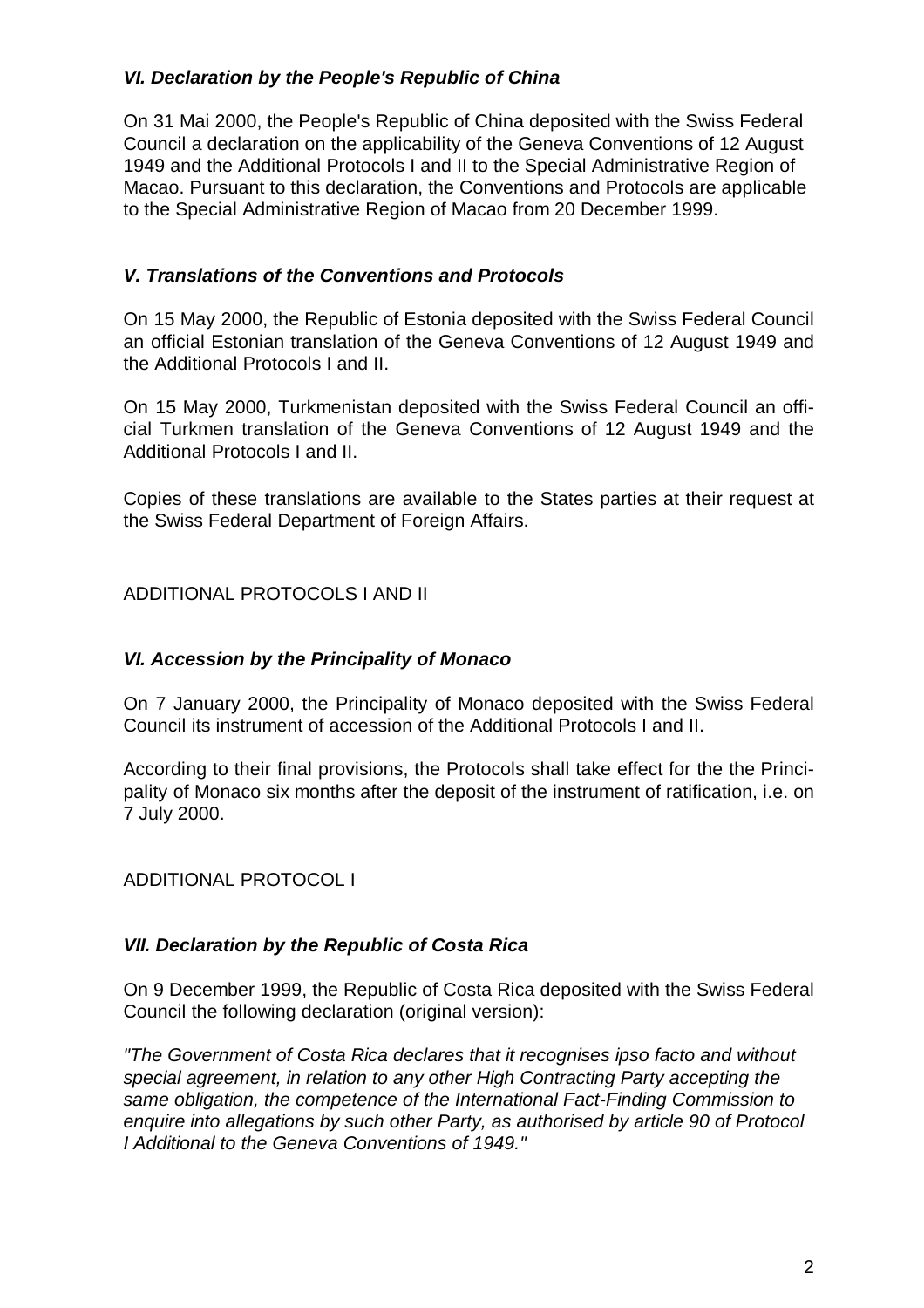### *VI. Declaration by the People's Republic of China*

On 31 Mai 2000, the People's Republic of China deposited with the Swiss Federal Council a declaration on the applicability of the Geneva Conventions of 12 August 1949 and the Additional Protocols I and II to the Special Administrative Region of Macao. Pursuant to this declaration, the Conventions and Protocols are applicable to the Special Administrative Region of Macao from 20 December 1999.

### *V. Translations of the Conventions and Protocols*

On 15 May 2000, the Republic of Estonia deposited with the Swiss Federal Council an official Estonian translation of the Geneva Conventions of 12 August 1949 and the Additional Protocols I and II.

On 15 May 2000, Turkmenistan deposited with the Swiss Federal Council an official Turkmen translation of the Geneva Conventions of 12 August 1949 and the Additional Protocols I and II.

Copies of these translations are available to the States parties at their request at the Swiss Federal Department of Foreign Affairs.

## ADDITIONAL PROTOCOLS I AND II

### *VI. Accession by the Principality of Monaco*

On 7 January 2000, the Principality of Monaco deposited with the Swiss Federal Council its instrument of accession of the Additional Protocols I and II.

According to their final provisions, the Protocols shall take effect for the the Principality of Monaco six months after the deposit of the instrument of ratification, i.e. on 7 July 2000.

## ADDITIONAL PROTOCOL I

### *VII. Declaration by the Republic of Costa Rica*

On 9 December 1999, the Republic of Costa Rica deposited with the Swiss Federal Council the following declaration (original version):

*"The Government of Costa Rica declares that it recognises ipso facto and without special agreement, in relation to any other High Contracting Party accepting the same obligation, the competence of the International Fact-Finding Commission to enquire into allegations by such other Party, as authorised by article 90 of Protocol I Additional to the Geneva Conventions of 1949."*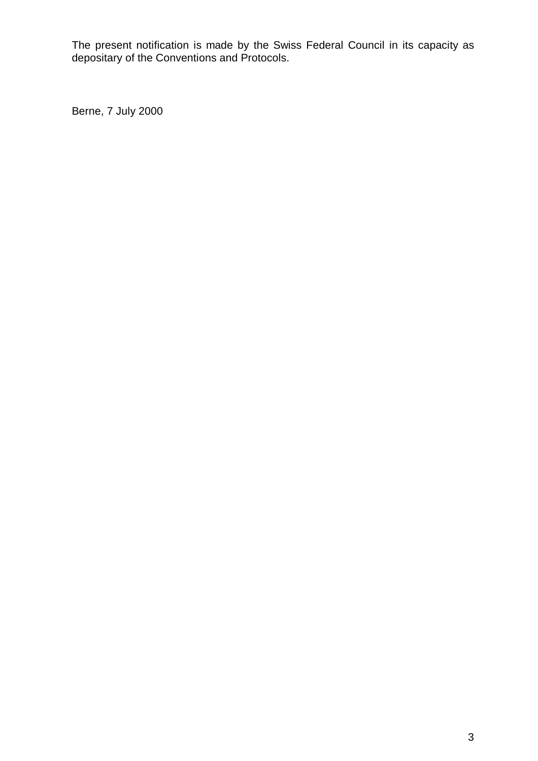The present notification is made by the Swiss Federal Council in its capacity as depositary of the Conventions and Protocols.

Berne, 7 July 2000